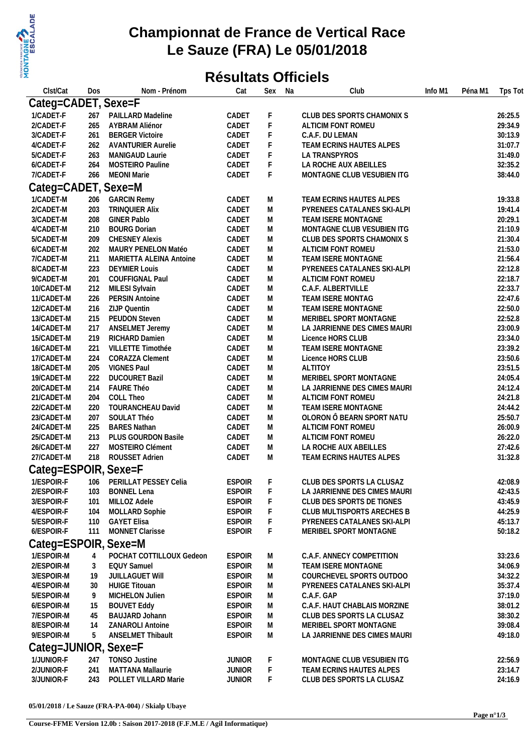# Championnat de France de Vertical Race
# Le Sauze (FRA) Le 05/01/2018

## Résultats Officiels

| Clst/Cat | Dos | Nom - Prénom | Cat | Sexe | Na | Club | Info M1 | Péna M1 | Tps Tot |
|---|---|---|---|---|---|---|---|---|---|
| **Categ=CADET, Sexe=F** | | | | | | | | | |
| 1/CADET-F | 267 | PAILLARD Madeline | CADET | F | | CLUB DES SPORTS CHAMONIX S | | | 26:25.5 |
| 2/CADET-F | 265 | AYBRAM Aliénor | CADET | F | | ALTICIM FONT ROMEU | | | 29:34.9 |
| 3/CADET-F | 261 | BERGER Victoire | CADET | F | | C.A.F. DU LEMAN | | | 30:13.9 |
| 4/CADET-F | 262 | AVANTURIER Aurelie | CADET | F | | TEAM ECRINS HAUTES ALPES | | | 31:07.7 |
| 5/CADET-F | 263 | MANIGAUD Laurie | CADET | F | | LA TRANSPYROS | | | 31:49.0 |
| 6/CADET-F | 264 | MOSTEIRO Pauline | CADET | F | | LA ROCHE AUX ABEILLES | | | 32:35.2 |
| 7/CADET-F | 266 | MEONI Marie | CADET | F | | MONTAGNE CLUB VESUBIEN ITG | | | 38:44.0 |
| **Categ=CADET, Sexe=M** | | | | | | | | | |
| 1/CADET-M | 206 | GARCIN Remy | CADET | M | | TEAM ECRINS HAUTES ALPES | | | 19:33.8 |
| 2/CADET-M | 203 | TRINQUIER Alix | CADET | M | | PYRENEES CATALANES SKI-ALPI | | | 19:41.4 |
| 3/CADET-M | 208 | GINER Pablo | CADET | M | | TEAM ISERE MONTAGNE | | | 20:29.1 |
| 4/CADET-M | 210 | BOURG Dorian | CADET | M | | MONTAGNE CLUB VESUBIEN ITG | | | 21:10.9 |
| 5/CADET-M | 209 | CHESNEY Alexis | CADET | M | | CLUB DES SPORTS CHAMONIX S | | | 21:30.4 |
| 6/CADET-M | 202 | MAURY PENELON Matéo | CADET | M | | ALTICIM FONT ROMEU | | | 21:53.0 |
| 7/CADET-M | 211 | MARIETTA ALEINA Antoine | CADET | M | | TEAM ISERE MONTAGNE | | | 21:56.4 |
| 8/CADET-M | 223 | DEYMIER Louis | CADET | M | | PYRENEES CATALANES SKI-ALPI | | | 22:12.8 |
| 9/CADET-M | 201 | COUFFIGNAL Paul | CADET | M | | ALTICIM FONT ROMEU | | | 22:18.7 |
| 10/CADET-M | 212 | MILESI Sylvain | CADET | M | | C.A.F. ALBERTVILLE | | | 22:33.7 |
| 11/CADET-M | 226 | PERSIN Antoine | CADET | M | | TEAM ISERE MONTAG | | | 22:47.6 |
| 12/CADET-M | 216 | ZIJP Quentin | CADET | M | | TEAM ISERE MONTAGNE | | | 22:50.0 |
| 13/CADET-M | 215 | PEUDON Steven | CADET | M | | MERIBEL SPORT MONTAGNE | | | 22:52.8 |
| 14/CADET-M | 217 | ANSELMET Jeremy | CADET | M | | LA JARRIENNE DES CIMES MAURI | | | 23:00.9 |
| 15/CADET-M | 219 | RICHARD Damien | CADET | M | | Licence HORS CLUB | | | 23:34.0 |
| 16/CADET-M | 221 | VILLETTE Timothée | CADET | M | | TEAM ISERE MONTAGNE | | | 23:39.2 |
| 17/CADET-M | 224 | CORAZZA Clement | CADET | M | | Licence HORS CLUB | | | 23:50.6 |
| 18/CADET-M | 205 | VIGNES Paul | CADET | M | | ALTITOY | | | 23:51.5 |
| 19/CADET-M | 222 | DUCOURET Bazil | CADET | M | | MERIBEL SPORT MONTAGNE | | | 24:05.4 |
| 20/CADET-M | 214 | FAURE Théo | CADET | M | | LA JARRIENNE DES CIMES MAURI | | | 24:12.4 |
| 21/CADET-M | 204 | COLL Theo | CADET | M | | ALTICIM FONT ROMEU | | | 24:21.8 |
| 22/CADET-M | 220 | TOURANCHEAU David | CADET | M | | TEAM ISERE MONTAGNE | | | 24:44.2 |
| 23/CADET-M | 207 | SOULAT Théo | CADET | M | | OLORON Ô BEARN SPORT NATU | | | 25:50.7 |
| 24/CADET-M | 225 | BARES Nathan | CADET | M | | ALTICIM FONT ROMEU | | | 26:00.9 |
| 25/CADET-M | 213 | PLUS GOURDON Basile | CADET | M | | ALTICIM FONT ROMEU | | | 26:22.0 |
| 26/CADET-M | 227 | MOSTEIRO Clément | CADET | M | | LA ROCHE AUX ABEILLES | | | 27:42.6 |
| 27/CADET-M | 218 | ROUSSET Adrien | CADET | M | | TEAM ECRINS HAUTES ALPES | | | 31:32.8 |
| **Categ=ESPOIR, Sexe=F** | | | | | | | | | |
| 1/ESPOIR-F | 106 | PERILLAT PESSEY Celia | ESPOIR | F | | CLUB DES SPORTS LA CLUSAZ | | | 42:08.9 |
| 2/ESPOIR-F | 103 | BONNEL Lena | ESPOIR | F | | LA JARRIENNE DES CIMES MAURI | | | 42:43.5 |
| 3/ESPOIR-F | 101 | MILLOZ Adele | ESPOIR | F | | CLUB DES SPORTS DE TIGNES | | | 43:45.9 |
| 4/ESPOIR-F | 104 | MOLLARD Sophie | ESPOIR | F | | CLUB MULTISPORTS ARECHES B | | | 44:25.9 |
| 5/ESPOIR-F | 110 | GAYET Elisa | ESPOIR | F | | PYRENEES CATALANES SKI-ALPI | | | 45:13.7 |
| 6/ESPOIR-F | 111 | MONNET Clarisse | ESPOIR | F | | MERIBEL SPORT MONTAGNE | | | 50:18.2 |
| **Categ=ESPOIR, Sexe=M** | | | | | | | | | |
| 1/ESPOIR-M | 4 | POCHAT COTTILLOUX Gedeon | ESPOIR | M | | C.A.F. ANNECY COMPETITION | | | 33:23.6 |
| 2/ESPOIR-M | 3 | EQUY Samuel | ESPOIR | M | | TEAM ISERE MONTAGNE | | | 34:06.9 |
| 3/ESPOIR-M | 19 | JUILLAGUET Will | ESPOIR | M | | COURCHEVEL SPORTS OUTDOO | | | 34:32.2 |
| 4/ESPOIR-M | 30 | HUIGE Titouan | ESPOIR | M | | PYRENEES CATALANES SKI-ALPI | | | 35:37.4 |
| 5/ESPOIR-M | 9 | MICHELON Julien | ESPOIR | M | | C.A.F. GAP | | | 37:19.0 |
| 6/ESPOIR-M | 15 | BOUVET Eddy | ESPOIR | M | | C.A.F. HAUT CHABLAIS MORZINE | | | 38:01.2 |
| 7/ESPOIR-M | 45 | BAUJARD Johann | ESPOIR | M | | CLUB DES SPORTS LA CLUSAZ | | | 38:30.2 |
| 8/ESPOIR-M | 14 | ZANAROLI Antoine | ESPOIR | M | | MERIBEL SPORT MONTAGNE | | | 39:08.4 |
| 9/ESPOIR-M | 5 | ANSELMET Thibault | ESPOIR | M | | LA JARRIENNE DES CIMES MAURI | | | 49:18.0 |
| **Categ=JUNIOR, Sexe=F** | | | | | | | | | |
| 1/JUNIOR-F | 247 | TONSO Justine | JUNIOR | F | | MONTAGNE CLUB VESUBIEN ITG | | | 22:56.9 |
| 2/JUNIOR-F | 241 | MATTANA Mallaurie | JUNIOR | F | | TEAM ECRINS HAUTES ALPES | | | 23:14.7 |
| 3/JUNIOR-F | 243 | POLLET VILLARD Marie | JUNIOR | F | | CLUB DES SPORTS LA CLUSAZ | | | 24:16.9 |

**05/01/2018 / Le Sauze (FRA-PA-004) / Skialp Ubaye**

**Course-FFME Version 12.0b : Saison 2017-2018 (F.F.M.E / Agil Informatique)**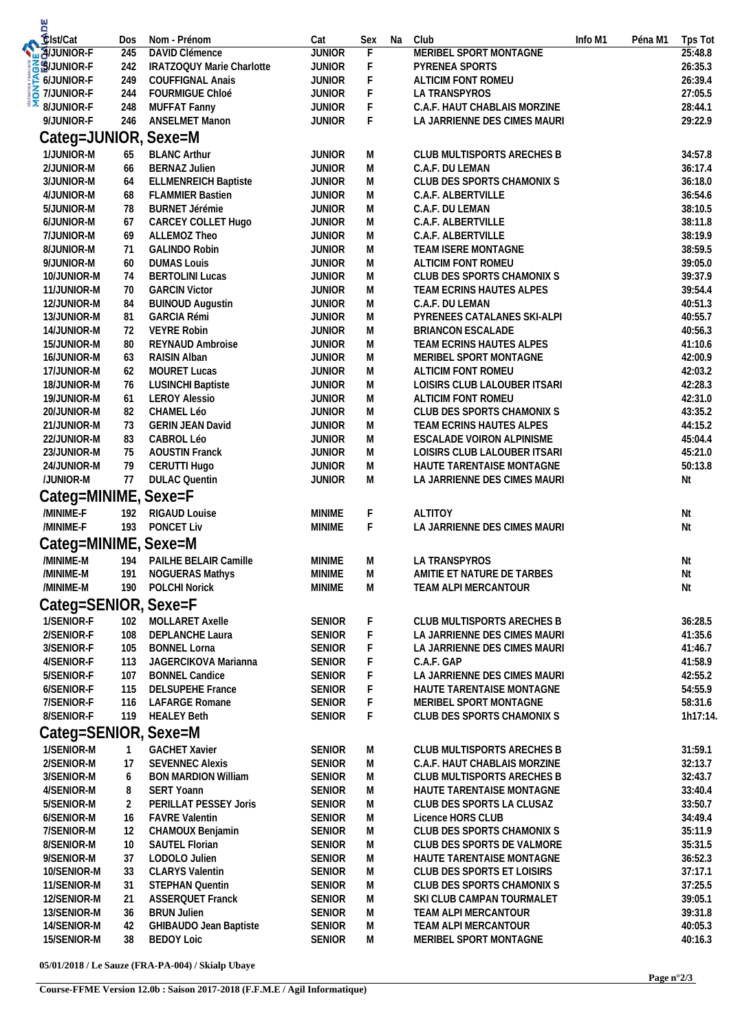| Clst/Cat | Dos | Nom - Prénom | Cat | Sex | Na | Club | Info M1 | Péna M1 | Tps Tot |
|---|---|---|---|---|---|---|---|---|---|
| 4/JUNIOR-F | 245 | DAVID Clémence | JUNIOR | F | | MERIBEL SPORT MONTAGNE | | | 25:48.8 |
| 5/JUNIOR-F | 242 | IRATZOQUY Marie Charlotte | JUNIOR | F | | PYRENEA SPORTS | | | 26:35.3 |
| 6/JUNIOR-F | 249 | COUFFIGNAL Anais | JUNIOR | F | | ALTICIM FONT ROMEU | | | 26:39.4 |
| 7/JUNIOR-F | 244 | FOURMIGUE Chloé | JUNIOR | F | | LA TRANSPYROS | | | 27:05.5 |
| 8/JUNIOR-F | 248 | MUFFAT Fanny | JUNIOR | F | | C.A.F. HAUT CHABLAIS MORZINE | | | 28:44.1 |
| 9/JUNIOR-F | 246 | ANSELMET Manon | JUNIOR | F | | LA JARRIENNE DES CIMES MAURI | | | 29:22.9 |

## Categ=JUNIOR, Sexe=M

| Clst/Cat | Dos | Nom - Prénom | Cat | Sex | Na | Club | Info M1 | Péna M1 | Tps Tot |
|---|---|---|---|---|---|---|---|---|---|
| 1/JUNIOR-M | 65 | BLANC Arthur | JUNIOR | M | | CLUB MULTISPORTS ARECHES B | | | 34:57.8 |
| 2/JUNIOR-M | 66 | BERNAZ Julien | JUNIOR | M | | C.A.F. DU LEMAN | | | 36:17.4 |
| 3/JUNIOR-M | 64 | ELLMENREICH Baptiste | JUNIOR | M | | CLUB DES SPORTS CHAMONIX S | | | 36:18.0 |
| 4/JUNIOR-M | 68 | FLAMMIER Bastien | JUNIOR | M | | C.A.F. ALBERTVILLE | | | 36:54.6 |
| 5/JUNIOR-M | 78 | BURNET Jérémie | JUNIOR | M | | C.A.F. DU LEMAN | | | 38:10.5 |
| 6/JUNIOR-M | 67 | CARCEY COLLET Hugo | JUNIOR | M | | C.A.F. ALBERTVILLE | | | 38:11.8 |
| 7/JUNIOR-M | 69 | ALLEMOZ Theo | JUNIOR | M | | C.A.F. ALBERTVILLE | | | 38:19.9 |
| 8/JUNIOR-M | 71 | GALINDO Robin | JUNIOR | M | | TEAM ISERE MONTAGNE | | | 38:59.5 |
| 9/JUNIOR-M | 60 | DUMAS Louis | JUNIOR | M | | ALTICIM FONT ROMEU | | | 39:05.0 |
| 10/JUNIOR-M | 74 | BERTOLINI Lucas | JUNIOR | M | | CLUB DES SPORTS CHAMONIX S | | | 39:37.9 |
| 11/JUNIOR-M | 70 | GARCIN Victor | JUNIOR | M | | TEAM ECRINS HAUTES ALPES | | | 39:54.4 |
| 12/JUNIOR-M | 84 | BUINOUD Augustin | JUNIOR | M | | C.A.F. DU LEMAN | | | 40:51.3 |
| 13/JUNIOR-M | 81 | GARCIA Rémi | JUNIOR | M | | PYRENEES CATALANES SKI-ALPI | | | 40:55.7 |
| 14/JUNIOR-M | 72 | VEYRE Robin | JUNIOR | M | | BRIANCON ESCALADE | | | 40:56.3 |
| 15/JUNIOR-M | 80 | REYNAUD Ambroise | JUNIOR | M | | TEAM ECRINS HAUTES ALPES | | | 41:10.6 |
| 16/JUNIOR-M | 63 | RAISIN Alban | JUNIOR | M | | MERIBEL SPORT MONTAGNE | | | 42:00.9 |
| 17/JUNIOR-M | 62 | MOURET Lucas | JUNIOR | M | | ALTICIM FONT ROMEU | | | 42:03.2 |
| 18/JUNIOR-M | 76 | LUSINCHI Baptiste | JUNIOR | M | | LOISIRS CLUB LALOUBER ITSARI | | | 42:28.3 |
| 19/JUNIOR-M | 61 | LEROY Alessio | JUNIOR | M | | ALTICIM FONT ROMEU | | | 42:31.0 |
| 20/JUNIOR-M | 82 | CHAMEL Léo | JUNIOR | M | | CLUB DES SPORTS CHAMONIX S | | | 43:35.2 |
| 21/JUNIOR-M | 73 | GERIN JEAN David | JUNIOR | M | | TEAM ECRINS HAUTES ALPES | | | 44:15.2 |
| 22/JUNIOR-M | 83 | CABROL Léo | JUNIOR | M | | ESCALADE VOIRON ALPINISME | | | 45:04.4 |
| 23/JUNIOR-M | 75 | AOUSTIN Franck | JUNIOR | M | | LOISIRS CLUB LALOUBER ITSARI | | | 45:21.0 |
| 24/JUNIOR-M | 79 | CERUTTI Hugo | JUNIOR | M | | HAUTE TARENTAISE MONTAGNE | | | 50:13.8 |
| /JUNIOR-M | 77 | DULAC Quentin | JUNIOR | M | | LA JARRIENNE DES CIMES MAURI | | | Nt |

## Categ=MINIME, Sexe=F

| Clst/Cat | Dos | Nom - Prénom | Cat | Sex | Na | Club | Info M1 | Péna M1 | Tps Tot |
|---|---|---|---|---|---|---|---|---|---|
| /MINIME-F | 192 | RIGAUD Louise | MINIME | F | | ALTITOY | | | Nt |
| /MINIME-F | 193 | PONCET Liv | MINIME | F | | LA JARRIENNE DES CIMES MAURI | | | Nt |

## Categ=MINIME, Sexe=M

| Clst/Cat | Dos | Nom - Prénom | Cat | Sex | Na | Club | Info M1 | Péna M1 | Tps Tot |
|---|---|---|---|---|---|---|---|---|---|
| /MINIME-M | 194 | PAILHE BELAIR Camille | MINIME | M | | LA TRANSPYROS | | | Nt |
| /MINIME-M | 191 | NOGUERAS Mathys | MINIME | M | | AMITIE ET NATURE DE TARBES | | | Nt |
| /MINIME-M | 190 | POLCHI Norick | MINIME | M | | TEAM ALPI MERCANTOUR | | | Nt |

## Categ=SENIOR, Sexe=F

| Clst/Cat | Dos | Nom - Prénom | Cat | Sex | Na | Club | Info M1 | Péna M1 | Tps Tot |
|---|---|---|---|---|---|---|---|---|---|
| 1/SENIOR-F | 102 | MOLLARET Axelle | SENIOR | F | | CLUB MULTISPORTS ARECHES B | | | 36:28.5 |
| 2/SENIOR-F | 108 | DEPLANCHE Laura | SENIOR | F | | LA JARRIENNE DES CIMES MAURI | | | 41:35.6 |
| 3/SENIOR-F | 105 | BONNEL Lorna | SENIOR | F | | LA JARRIENNE DES CIMES MAURI | | | 41:46.7 |
| 4/SENIOR-F | 113 | JAGERCIKOVA Marianna | SENIOR | F | | C.A.F. GAP | | | 41:58.9 |
| 5/SENIOR-F | 107 | BONNEL Candice | SENIOR | F | | LA JARRIENNE DES CIMES MAURI | | | 42:55.2 |
| 6/SENIOR-F | 115 | DELSUPEHE France | SENIOR | F | | HAUTE TARENTAISE MONTAGNE | | | 54:55.9 |
| 7/SENIOR-F | 116 | LAFARGE Romane | SENIOR | F | | MERIBEL SPORT MONTAGNE | | | 58:31.6 |
| 8/SENIOR-F | 119 | HEALEY Beth | SENIOR | F | | CLUB DES SPORTS CHAMONIX S | | | 1h17:14. |

## Categ=SENIOR, Sexe=M

| Clst/Cat | Dos | Nom - Prénom | Cat | Sex | Na | Club | Info M1 | Péna M1 | Tps Tot |
|---|---|---|---|---|---|---|---|---|---|
| 1/SENIOR-M | 1 | GACHET Xavier | SENIOR | M | | CLUB MULTISPORTS ARECHES B | | | 31:59.1 |
| 2/SENIOR-M | 17 | SEVENNEC Alexis | SENIOR | M | | C.A.F. HAUT CHABLAIS MORZINE | | | 32:13.7 |
| 3/SENIOR-M | 6 | BON MARDION William | SENIOR | M | | CLUB MULTISPORTS ARECHES B | | | 32:43.7 |
| 4/SENIOR-M | 8 | SERT Yoann | SENIOR | M | | HAUTE TARENTAISE MONTAGNE | | | 33:40.4 |
| 5/SENIOR-M | 2 | PERILLAT PESSEY Joris | SENIOR | M | | CLUB DES SPORTS LA CLUSAZ | | | 33:50.7 |
| 6/SENIOR-M | 16 | FAVRE Valentin | SENIOR | M | | Licence HORS CLUB | | | 34:49.4 |
| 7/SENIOR-M | 12 | CHAMOUX Benjamin | SENIOR | M | | CLUB DES SPORTS CHAMONIX S | | | 35:11.9 |
| 8/SENIOR-M | 10 | SAUTEL Florian | SENIOR | M | | CLUB DES SPORTS DE VALMORE | | | 35:31.5 |
| 9/SENIOR-M | 37 | LODOLO Julien | SENIOR | M | | HAUTE TARENTAISE MONTAGNE | | | 36:52.3 |
| 10/SENIOR-M | 33 | CLARYS Valentin | SENIOR | M | | CLUB DES SPORTS ET LOISIRS | | | 37:17.1 |
| 11/SENIOR-M | 31 | STEPHAN Quentin | SENIOR | M | | CLUB DES SPORTS CHAMONIX S | | | 37:25.5 |
| 12/SENIOR-M | 21 | ASSERQUET Franck | SENIOR | M | | SKI CLUB CAMPAN TOURMALET | | | 39:05.1 |
| 13/SENIOR-M | 36 | BRUN Julien | SENIOR | M | | TEAM ALPI MERCANTOUR | | | 39:31.8 |
| 14/SENIOR-M | 42 | GHIBAUDO Jean Baptiste | SENIOR | M | | TEAM ALPI MERCANTOUR | | | 40:05.3 |
| 15/SENIOR-M | 38 | BEDOY Loic | SENIOR | M | | MERIBEL SPORT MONTAGNE | | | 40:16.3 |

**05/01/2018 / Le Sauze (FRA-PA-004) / Skialp Ubaye**

**Course-FFME Version 12.0b : Saison 2017-2018 (F.F.M.E / Agil Informatique)**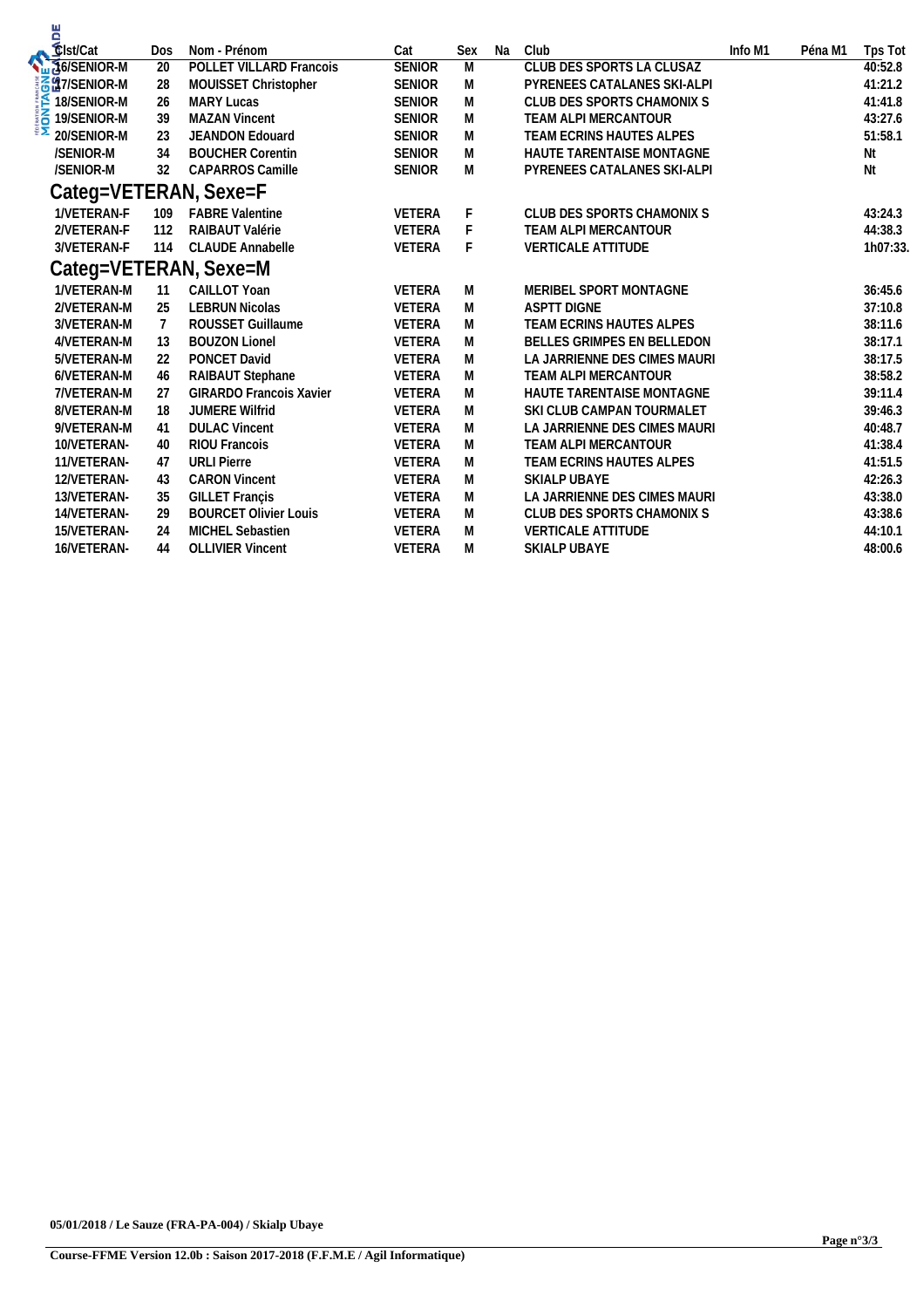| Clst/Cat | Dos | Nom - Prénom | Cat | Sex | Na | Club | Info M1 | Péna M1 | Tps Tot |
|---|---|---|---|---|---|---|---|---|---|
| 16/SENIOR-M | 20 | POLLET VILLARD Francois | SENIOR | M | | CLUB DES SPORTS LA CLUSAZ | | | 40:52.8 |
| 17/SENIOR-M | 28 | MOUISSET Christopher | SENIOR | M | | PYRENEES CATALANES SKI-ALPI | | | 41:21.2 |
| 18/SENIOR-M | 26 | MARY Lucas | SENIOR | M | | CLUB DES SPORTS CHAMONIX S | | | 41:41.8 |
| 19/SENIOR-M | 39 | MAZAN Vincent | SENIOR | M | | TEAM ALPI MERCANTOUR | | | 43:27.6 |
| 20/SENIOR-M | 23 | JEANDON Edouard | SENIOR | M | | TEAM ECRINS HAUTES ALPES | | | 51:58.1 |
| /SENIOR-M | 34 | BOUCHER Corentin | SENIOR | M | | HAUTE TARENTAISE MONTAGNE | | | Nt |
| /SENIOR-M | 32 | CAPARROS Camille | SENIOR | M | | PYRENEES CATALANES SKI-ALPI | | | Nt |

## Categ=VETERAN, Sexe=F

| Clst/Cat | Dos | Nom - Prénom | Cat | Sex | Na | Club | Info M1 | Péna M1 | Tps Tot |
|---|---|---|---|---|---|---|---|---|---|
| 1/VETERAN-F | 109 | FABRE Valentine | VETERA | F | | CLUB DES SPORTS CHAMONIX S | | | 43:24.3 |
| 2/VETERAN-F | 112 | RAIBAUT Valérie | VETERA | F | | TEAM ALPI MERCANTOUR | | | 44:38.3 |
| 3/VETERAN-F | 114 | CLAUDE Annabelle | VETERA | F | | VERTICALE ATTITUDE | | | 1h07:33. |

## Categ=VETERAN, Sexe=M

| Clst/Cat | Dos | Nom - Prénom | Cat | Sex | Na | Club | Info M1 | Péna M1 | Tps Tot |
|---|---|---|---|---|---|---|---|---|---|
| 1/VETERAN-M | 11 | CAILLOT Yoan | VETERA | M | | MERIBEL SPORT MONTAGNE | | | 36:45.6 |
| 2/VETERAN-M | 25 | LEBRUN Nicolas | VETERA | M | | ASPTT DIGNE | | | 37:10.8 |
| 3/VETERAN-M | 7 | ROUSSET Guillaume | VETERA | M | | TEAM ECRINS HAUTES ALPES | | | 38:11.6 |
| 4/VETERAN-M | 13 | BOUZON Lionel | VETERA | M | | BELLES GRIMPES EN BELLEDON | | | 38:17.1 |
| 5/VETERAN-M | 22 | PONCET David | VETERA | M | | LA JARRIENNE DES CIMES MAURI | | | 38:17.5 |
| 6/VETERAN-M | 46 | RAIBAUT Stephane | VETERA | M | | TEAM ALPI MERCANTOUR | | | 38:58.2 |
| 7/VETERAN-M | 27 | GIRARDO Francois Xavier | VETERA | M | | HAUTE TARENTAISE MONTAGNE | | | 39:11.4 |
| 8/VETERAN-M | 18 | JUMERE Wilfrid | VETERA | M | | SKI CLUB CAMPAN TOURMALET | | | 39:46.3 |
| 9/VETERAN-M | 41 | DULAC Vincent | VETERA | M | | LA JARRIENNE DES CIMES MAURI | | | 40:48.7 |
| 10/VETERAN- | 40 | RIOU Francois | VETERA | M | | TEAM ALPI MERCANTOUR | | | 41:38.4 |
| 11/VETERAN- | 47 | URLI Pierre | VETERA | M | | TEAM ECRINS HAUTES ALPES | | | 41:51.5 |
| 12/VETERAN- | 43 | CARON Vincent | VETERA | M | | SKIALP UBAYE | | | 42:26.3 |
| 13/VETERAN- | 35 | GILLET Françis | VETERA | M | | LA JARRIENNE DES CIMES MAURI | | | 43:38.0 |
| 14/VETERAN- | 29 | BOURCET Olivier Louis | VETERA | M | | CLUB DES SPORTS CHAMONIX S | | | 43:38.6 |
| 15/VETERAN- | 24 | MICHEL Sebastien | VETERA | M | | VERTICALE ATTITUDE | | | 44:10.1 |
| 16/VETERAN- | 44 | OLLIVIER Vincent | VETERA | M | | SKIALP UBAYE | | | 48:00.6 |

**05/01/2018 / Le Sauze (FRA-PA-004) / Skialp Ubaye**

**Course-FFME Version 12.0b : Saison 2017-2018 (F.F.M.E / Agil Informatique)**